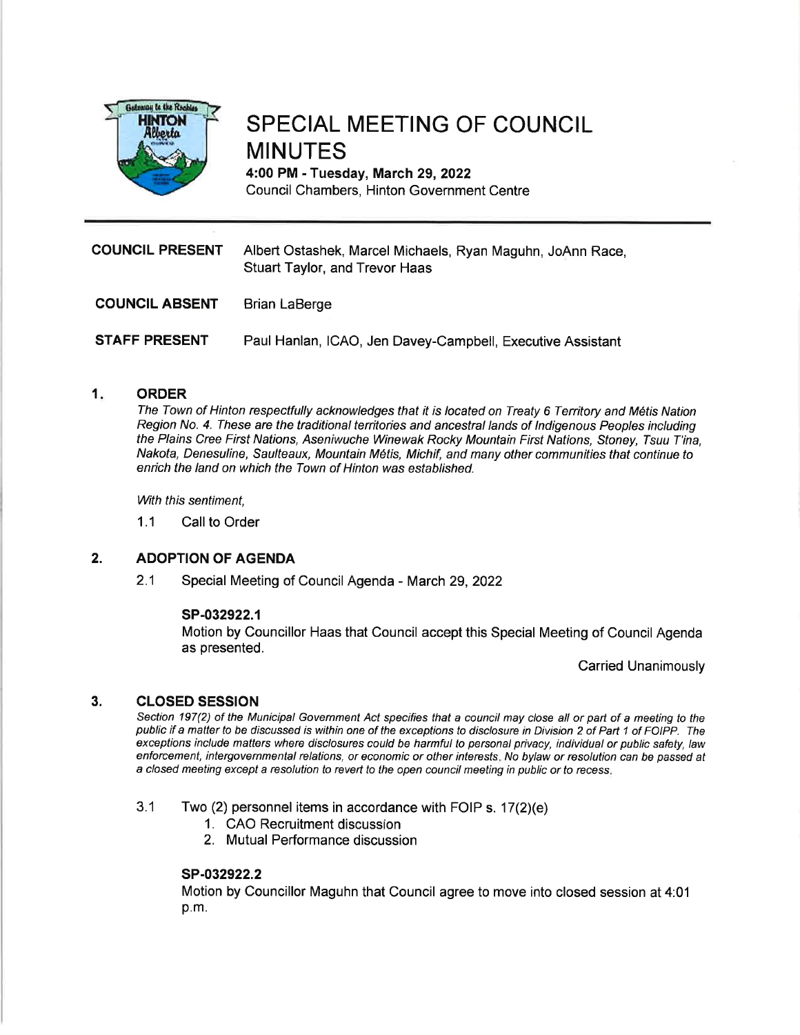# SPECIAL MEETING OF COUNCIL MINUTES

**4:00 PM - Tuesday, March 29, 2022**
Council Chambers, Hinton Government Centre

---

**COUNCIL PRESENT** Albert Ostashek, Marcel Michaels, Ryan Maguhn, JoAnn Race, Stuart Taylor, and Trevor Haas

**COUNCIL ABSENT** Brian LaBerge

**STAFF PRESENT** Paul Hanlan, ICAO, Jen Davey-Campbell, Executive Assistant

## 1. ORDER

*The Town of Hinton respectfully acknowledges that it is located on Treaty 6 Territory and Métis Nation Region No. 4. These are the traditional territories and ancestral lands of Indigenous Peoples including the Plains Cree First Nations, Aseniwuche Winewak Rocky Mountain First Nations, Stoney, Tsuu T'ina, Nakota, Denesuline, Saulteaux, Mountain Métis, Michif, and many other communities that continue to enrich the land on which the Town of Hinton was established.*

*With this sentiment,*

1.1 Call to Order

## 2. ADOPTION OF AGENDA

2.1 Special Meeting of Council Agenda - March 29, 2022

**SP-032922.1**
Motion by Councillor Haas that Council accept this Special Meeting of Council Agenda as presented.

Carried Unanimously

## 3. CLOSED SESSION

*Section 197(2) of the Municipal Government Act specifies that a council may close all or part of a meeting to the public if a matter to be discussed is within one of the exceptions to disclosure in Division 2 of Part 1 of FOIPP. The exceptions include matters where disclosures could be harmful to personal privacy, individual or public safety, law enforcement, intergovernmental relations, or economic or other interests. No bylaw or resolution can be passed at a closed meeting except a resolution to revert to the open council meeting in public or to recess.*

3.1 Two (2) personnel items in accordance with FOIP s. 17(2)(e)
1. CAO Recruitment discussion
2. Mutual Performance discussion

**SP-032922.2**
Motion by Councillor Maguhn that Council agree to move into closed session at 4:01 p.m.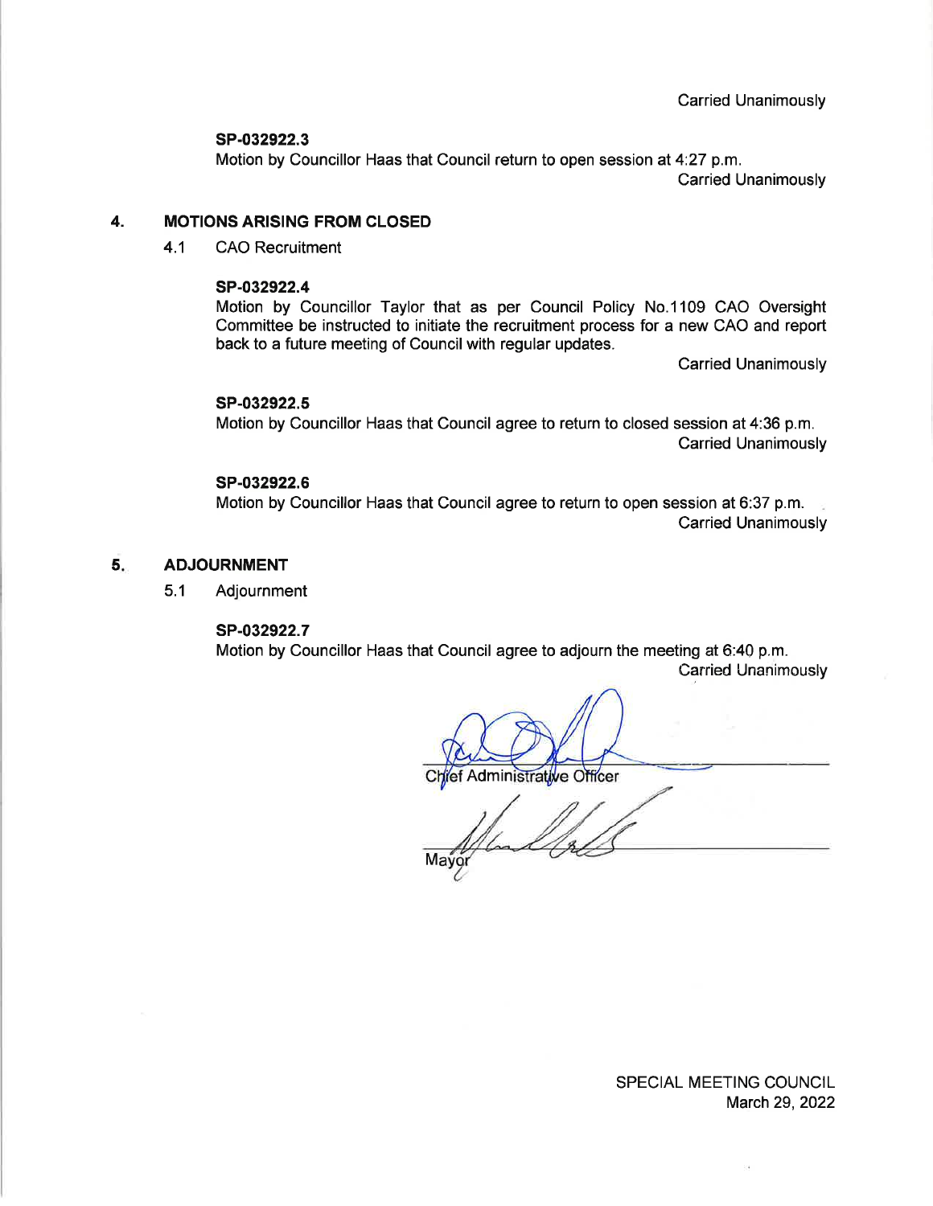Carried Unanimously

**SP-032922.3**
Motion by Councillor Haas that Council return to open session at 4:27 p.m.
Carried Unanimously

## 4. MOTIONS ARISING FROM CLOSED

4.1 CAO Recruitment

**SP-032922.4**
Motion by Councillor Taylor that as per Council Policy No.1109 CAO Oversight Committee be instructed to initiate the recruitment process for a new CAO and report back to a future meeting of Council with regular updates.
Carried Unanimously

**SP-032922.5**
Motion by Councillor Haas that Council agree to return to closed session at 4:36 p.m.
Carried Unanimously

**SP-032922.6**
Motion by Councillor Haas that Council agree to return to open session at 6:37 p.m.
Carried Unanimously

## 5. ADJOURNMENT

5.1 Adjournment

**SP-032922.7**
Motion by Councillor Haas that Council agree to adjourn the meeting at 6:40 p.m.
Carried Unanimously

Chief Administrative Officer

Mayor

SPECIAL MEETING COUNCIL
March 29, 2022